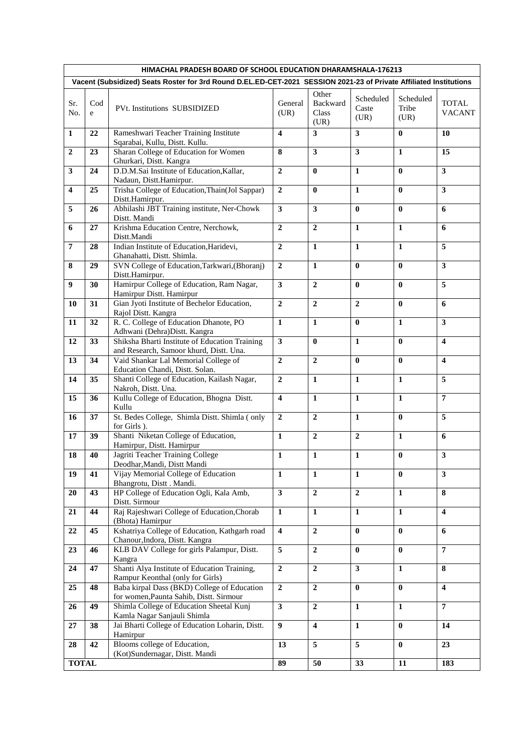| HIMACHAL PRADESH BOARD OF SCHOOL EDUCATION DHARAMSHALA-176213 | | | | | | | |
|---|---|---|---|---|---|---|---|
| Vacent (Subsidized) Seats Roster for 3rd Round D.EL.ED-CET-2021 SESSION 2021-23 of Private Affiliated Institutions | | | | | | | |
| Sr. No. | Code | PVt. Institutions SUBSIDIZED | General (UR) | Other Backward Class (UR) | Scheduled Caste (UR) | Scheduled Tribe (UR) | TOTAL VACANT |
| **1** | **22** | Rameshwari Teacher Training Institute Sqarabai, Kullu, Distt. Kullu. | **4** | **3** | **3** | **0** | **10** |
| **2** | **23** | Sharan College of Education for Women Ghurkari, Distt. Kangra | **8** | **3** | **3** | **1** | **15** |
| **3** | **24** | D.D.M.Sai Institute of Education,Kallar, Nadaun, Distt.Hamirpur. | **2** | **0** | **1** | **0** | **3** |
| **4** | **25** | Trisha College of Education,Thain(Jol Sappar) Distt.Hamirpur. | **2** | **0** | **1** | **0** | **3** |
| **5** | **26** | Abhilashi JBT Training institute, Ner-Chowk Distt. Mandi | **3** | **3** | **0** | **0** | **6** |
| **6** | **27** | Krishma Education Centre, Nerchowk, Distt.Mandi | **2** | **2** | **1** | **1** | **6** |
| **7** | **28** | Indian Institute of Education,Haridevi, Ghanahatti, Distt. Shimla. | **2** | **1** | **1** | **1** | **5** |
| **8** | **29** | SVN College of Education,Tarkwari,(Bhoranj) Distt.Hamirpur. | **2** | **1** | **0** | **0** | **3** |
| **9** | **30** | Hamirpur College of Education, Ram Nagar, Hamirpur Distt. Hamirpur | **3** | **2** | **0** | **0** | **5** |
| **10** | **31** | Gian Jyoti Institute of Bechelor Education, Rajol Distt. Kangra | **2** | **2** | **2** | **0** | **6** |
| **11** | **32** | R. C. College of Education Dhanote, PO Adhwani (Dehra)Distt. Kangra | **1** | **1** | **0** | **1** | **3** |
| **12** | **33** | Shiksha Bharti Institute of Education Training and Research, Samoor khurd, Distt. Una. | **3** | **0** | **1** | **0** | **4** |
| **13** | **34** | Vaid Shankar Lal Memorial College of Education Chandi, Distt. Solan. | **2** | **2** | **0** | **0** | **4** |
| **14** | **35** | Shanti College of Education, Kailash Nagar, Nakroh, Distt. Una. | **2** | **1** | **1** | **1** | **5** |
| **15** | **36** | Kullu College of Education, Bhogna Distt. Kullu | **4** | **1** | **1** | **1** | **7** |
| **16** | **37** | St. Bedes College, Shimla Distt. Shimla ( only for Girls ). | **2** | **2** | **1** | **0** | **5** |
| **17** | **39** | Shanti Niketan College of Education, Hamirpur, Distt. Hamirpur | **1** | **2** | **2** | **1** | **6** |
| **18** | **40** | Jagriti Teacher Training College Deodhar,Mandi, Distt Mandi | **1** | **1** | **1** | **0** | **3** |
| **19** | **41** | Vijay Memorial College of Education Bhangrotu, Distt . Mandi. | **1** | **1** | **1** | **0** | **3** |
| **20** | **43** | HP College of Education Ogli, Kala Amb, Distt. Sirmour | **3** | **2** | **2** | **1** | **8** |
| **21** | **44** | Raj Rajeshwari College of Education,Chorab (Bhota) Hamirpur | **1** | **1** | **1** | **1** | **4** |
| **22** | **45** | Kshatriya College of Education, Kathgarh road Chanour,Indora, Distt. Kangra | **4** | **2** | **0** | **0** | **6** |
| **23** | **46** | KLB DAV College for girls Palampur, Distt. Kangra | **5** | **2** | **0** | **0** | **7** |
| **24** | **47** | Shanti Alya Institute of Education Training, Rampur Keonthal (only for Girls) | **2** | **2** | **3** | **1** | **8** |
| **25** | **48** | Baba kirpal Dass (BKD) College of Education for women,Paunta Sahib, Distt. Sirmour | **2** | **2** | **0** | **0** | **4** |
| **26** | **49** | Shimla College of Education Sheetal Kunj Kamla Nagar Sanjauli Shimla | **3** | **2** | **1** | **1** | **7** |
| **27** | **38** | Jai Bharti College of Education Loharin, Distt. Hamirpur | **9** | **4** | **1** | **0** | **14** |
| **28** | **42** | Blooms college of Education, (Kot)Sundernagar, Distt. Mandi | **13** | **5** | **5** | **0** | **23** |
| **TOTAL** | | | **89** | **50** | **33** | **11** | **183** |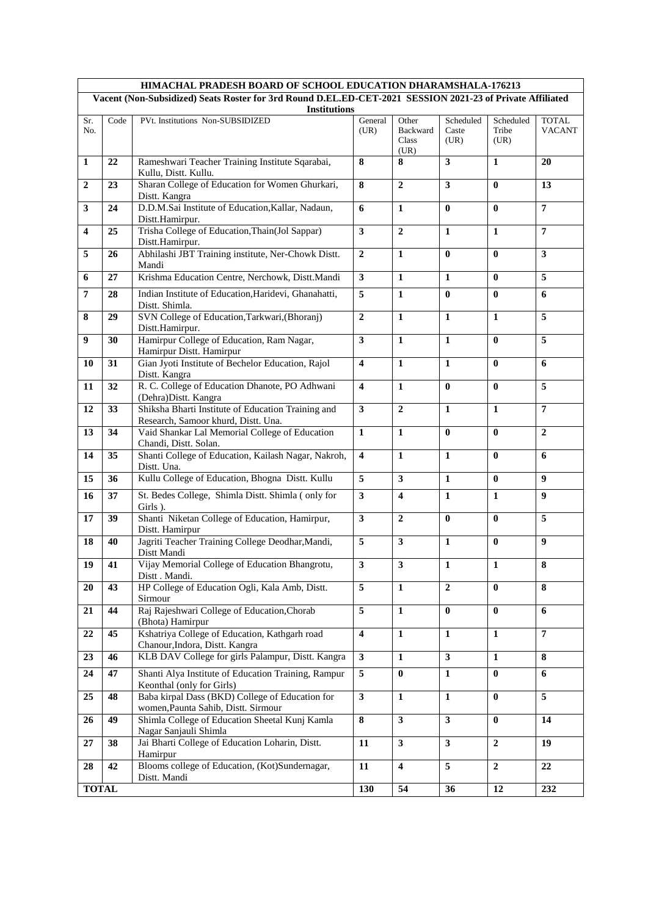| HIMACHAL PRADESH BOARD OF SCHOOL EDUCATION DHARAMSHALA-176213 | | | | | | | |
|---|---|---|---|---|---|---|---|
| Vacent (Non-Subsidized) Seats Roster for 3rd Round D.EL.ED-CET-2021 SESSION 2021-23 of Private Affiliated Institutions | | | | | | | |
| Sr. No. | Code | PVt. Institutions Non-SUBSIDIZED | General (UR) | Other Backward Class (UR) | Scheduled Caste (UR) | Scheduled Tribe (UR) | TOTAL VACANT |
| **1** | **22** | Rameshwari Teacher Training Institute Sqarabai, Kullu, Distt. Kullu. | **8** | **8** | **3** | **1** | **20** |
| **2** | **23** | Sharan College of Education for Women Ghurkari, Distt. Kangra | **8** | **2** | **3** | **0** | **13** |
| **3** | **24** | D.D.M.Sai Institute of Education,Kallar, Nadaun, Distt.Hamirpur. | **6** | **1** | **0** | **0** | **7** |
| **4** | **25** | Trisha College of Education,Thain(Jol Sappar) Distt.Hamirpur. | **3** | **2** | **1** | **1** | **7** |
| **5** | **26** | Abhilashi JBT Training institute, Ner-Chowk Distt. Mandi | **2** | **1** | **0** | **0** | **3** |
| **6** | **27** | Krishma Education Centre, Nerchowk, Distt.Mandi | **3** | **1** | **1** | **0** | **5** |
| **7** | **28** | Indian Institute of Education,Haridevi, Ghanahatti, Distt. Shimla. | **5** | **1** | **0** | **0** | **6** |
| **8** | **29** | SVN College of Education,Tarkwari,(Bhoranj) Distt.Hamirpur. | **2** | **1** | **1** | **1** | **5** |
| **9** | **30** | Hamirpur College of Education, Ram Nagar, Hamirpur Distt. Hamirpur | **3** | **1** | **1** | **0** | **5** |
| **10** | **31** | Gian Jyoti Institute of Bechelor Education, Rajol Distt. Kangra | **4** | **1** | **1** | **0** | **6** |
| **11** | **32** | R. C. College of Education Dhanote, PO Adhwani (Dehra)Distt. Kangra | **4** | **1** | **0** | **0** | **5** |
| **12** | **33** | Shiksha Bharti Institute of Education Training and Research, Samoor khurd, Distt. Una. | **3** | **2** | **1** | **1** | **7** |
| **13** | **34** | Vaid Shankar Lal Memorial College of Education Chandi, Distt. Solan. | **1** | **1** | **0** | **0** | **2** |
| **14** | **35** | Shanti College of Education, Kailash Nagar, Nakroh, Distt. Una. | **4** | **1** | **1** | **0** | **6** |
| **15** | **36** | Kullu College of Education, Bhogna Distt. Kullu | **5** | **3** | **1** | **0** | **9** |
| **16** | **37** | St. Bedes College, Shimla Distt. Shimla ( only for Girls ). | **3** | **4** | **1** | **1** | **9** |
| **17** | **39** | Shanti Niketan College of Education, Hamirpur, Distt. Hamirpur | **3** | **2** | **0** | **0** | **5** |
| **18** | **40** | Jagriti Teacher Training College Deodhar,Mandi, Distt Mandi | **5** | **3** | **1** | **0** | **9** |
| **19** | **41** | Vijay Memorial College of Education Bhangrotu, Distt . Mandi. | **3** | **3** | **1** | **1** | **8** |
| **20** | **43** | HP College of Education Ogli, Kala Amb, Distt. Sirmour | **5** | **1** | **2** | **0** | **8** |
| **21** | **44** | Raj Rajeshwari College of Education,Chorab (Bhota) Hamirpur | **5** | **1** | **0** | **0** | **6** |
| **22** | **45** | Kshatriya College of Education, Kathgarh road Chanour,Indora, Distt. Kangra | **4** | **1** | **1** | **1** | **7** |
| **23** | **46** | KLB DAV College for girls Palampur, Distt. Kangra | **3** | **1** | **3** | **1** | **8** |
| **24** | **47** | Shanti Alya Institute of Education Training, Rampur Keonthal (only for Girls) | **5** | **0** | **1** | **0** | **6** |
| **25** | **48** | Baba kirpal Dass (BKD) College of Education for women,Paunta Sahib, Distt. Sirmour | **3** | **1** | **1** | **0** | **5** |
| **26** | **49** | Shimla College of Education Sheetal Kunj Kamla Nagar Sanjauli Shimla | **8** | **3** | **3** | **0** | **14** |
| **27** | **38** | Jai Bharti College of Education Loharin, Distt. Hamirpur | **11** | **3** | **3** | **2** | **19** |
| **28** | **42** | Blooms college of Education, (Kot)Sundernagar, Distt. Mandi | **11** | **4** | **5** | **2** | **22** |
| **TOTAL** | | | **130** | **54** | **36** | **12** | **232** |